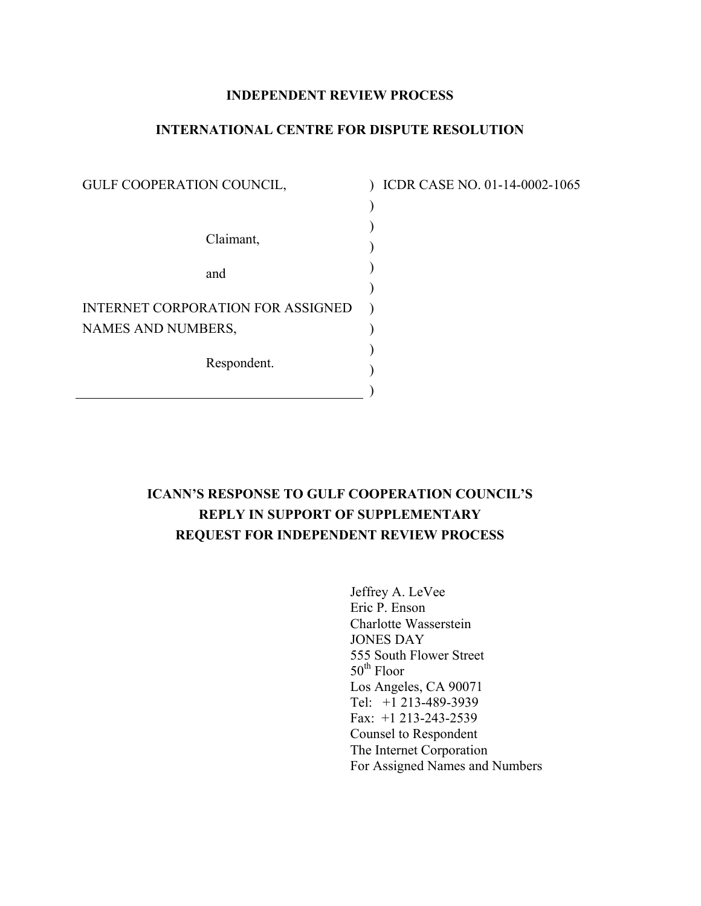**INDEPENDENT REVIEW PROCESS**

**INTERNATIONAL CENTRE FOR DISPUTE RESOLUTION**

| | | |
|---|---|---|
| GULF COOPERATION COUNCIL, | ) | ICDR CASE NO. 01-14-0002-1065 |
| | ) | |
| Claimant, | ) | |
| | ) | |
| and | ) | |
| | ) | |
| INTERNET CORPORATION FOR ASSIGNED NAMES AND NUMBERS, | ) | |
| | ) | |
| Respondent. | ) | |
| | ) | |

**ICANN'S RESPONSE TO GULF COOPERATION COUNCIL'S REPLY IN SUPPORT OF SUPPLEMENTARY REQUEST FOR INDEPENDENT REVIEW PROCESS**

Jeffrey A. LeVee
Eric P. Enson
Charlotte Wasserstein
JONES DAY
555 South Flower Street
50th Floor
Los Angeles, CA 90071
Tel: +1 213-489-3939
Fax: +1 213-243-2539
Counsel to Respondent
The Internet Corporation
For Assigned Names and Numbers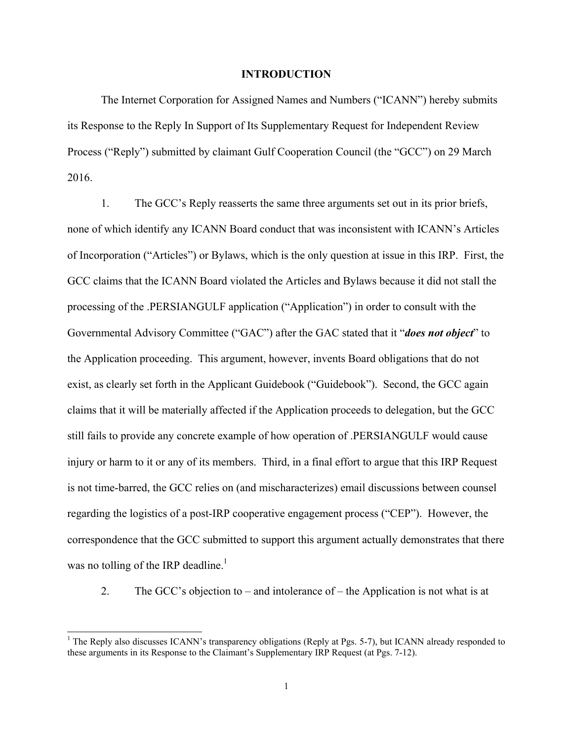# INTRODUCTION

The Internet Corporation for Assigned Names and Numbers ("ICANN") hereby submits its Response to the Reply In Support of Its Supplementary Request for Independent Review Process ("Reply") submitted by claimant Gulf Cooperation Council (the "GCC") on 29 March 2016.

1. The GCC's Reply reasserts the same three arguments set out in its prior briefs, none of which identify any ICANN Board conduct that was inconsistent with ICANN's Articles of Incorporation ("Articles") or Bylaws, which is the only question at issue in this IRP. First, the GCC claims that the ICANN Board violated the Articles and Bylaws because it did not stall the processing of the .PERSIANGULF application ("Application") in order to consult with the Governmental Advisory Committee ("GAC") after the GAC stated that it "***does not object***" to the Application proceeding. This argument, however, invents Board obligations that do not exist, as clearly set forth in the Applicant Guidebook ("Guidebook"). Second, the GCC again claims that it will be materially affected if the Application proceeds to delegation, but the GCC still fails to provide any concrete example of how operation of .PERSIANGULF would cause injury or harm to it or any of its members. Third, in a final effort to argue that this IRP Request is not time-barred, the GCC relies on (and mischaracterizes) email discussions between counsel regarding the logistics of a post-IRP cooperative engagement process ("CEP"). However, the correspondence that the GCC submitted to support this argument actually demonstrates that there was no tolling of the IRP deadline.[1]

2. The GCC's objection to – and intolerance of – the Application is not what is at

[1] The Reply also discusses ICANN's transparency obligations (Reply at Pgs. 5-7), but ICANN already responded to these arguments in its Response to the Claimant's Supplementary IRP Request (at Pgs. 7-12).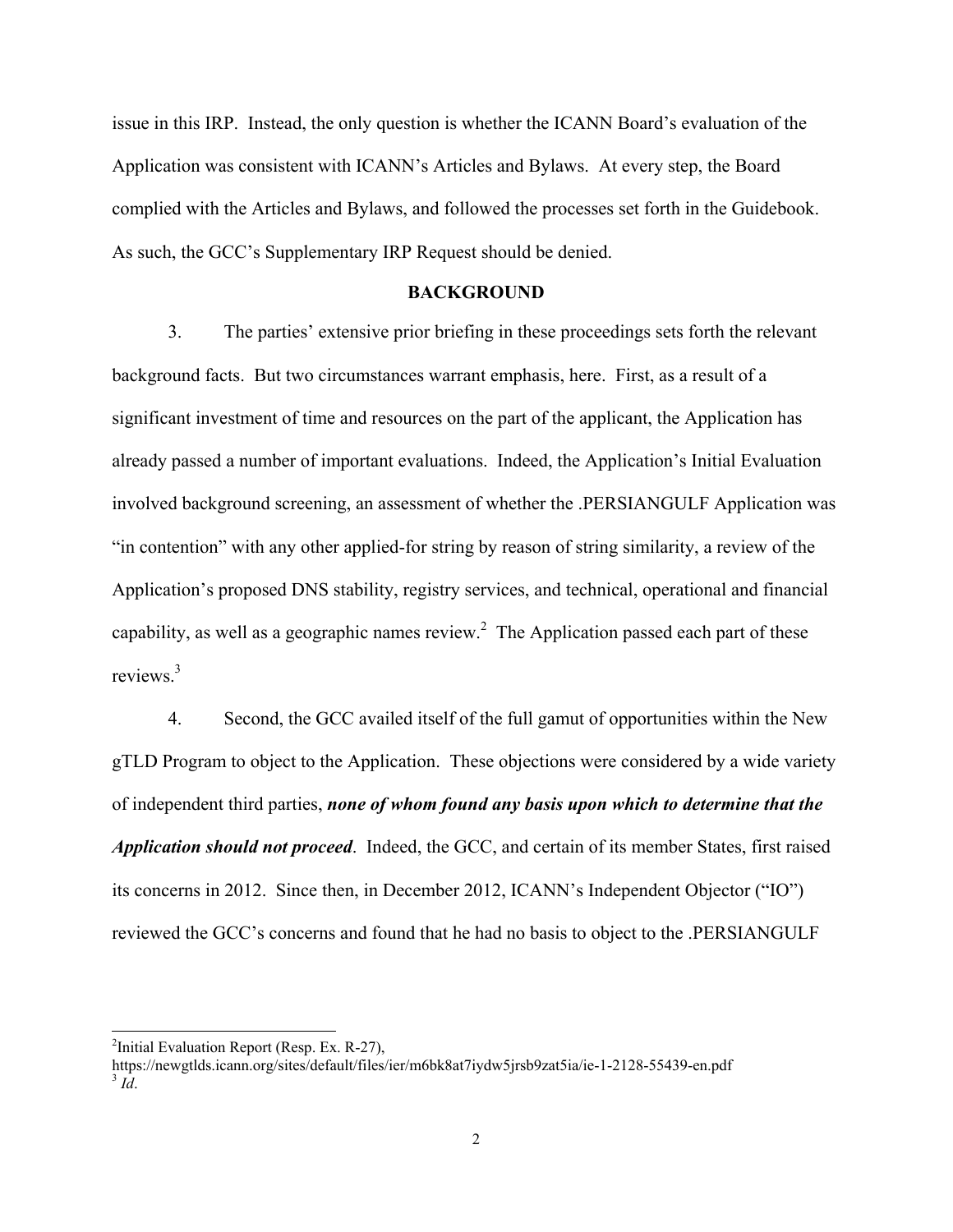issue in this IRP. Instead, the only question is whether the ICANN Board's evaluation of the Application was consistent with ICANN's Articles and Bylaws. At every step, the Board complied with the Articles and Bylaws, and followed the processes set forth in the Guidebook. As such, the GCC's Supplementary IRP Request should be denied.

## BACKGROUND

3. The parties' extensive prior briefing in these proceedings sets forth the relevant background facts. But two circumstances warrant emphasis, here. First, as a result of a significant investment of time and resources on the part of the applicant, the Application has already passed a number of important evaluations. Indeed, the Application's Initial Evaluation involved background screening, an assessment of whether the .PERSIANGULF Application was "in contention" with any other applied-for string by reason of string similarity, a review of the Application's proposed DNS stability, registry services, and technical, operational and financial capability, as well as a geographic names review.[2] The Application passed each part of these reviews.[3]

4. Second, the GCC availed itself of the full gamut of opportunities within the New gTLD Program to object to the Application. These objections were considered by a wide variety of independent third parties, ***none of whom found any basis upon which to determine that the Application should not proceed***. Indeed, the GCC, and certain of its member States, first raised its concerns in 2012. Since then, in December 2012, ICANN's Independent Objector ("IO") reviewed the GCC's concerns and found that he had no basis to object to the .PERSIANGULF

---

[2] Initial Evaluation Report (Resp. Ex. R-27), https://newgtlds.icann.org/sites/default/files/ier/m6bk8at7iydw5jrsb9zat5ia/ie-1-2128-55439-en.pdf

[3] *Id*.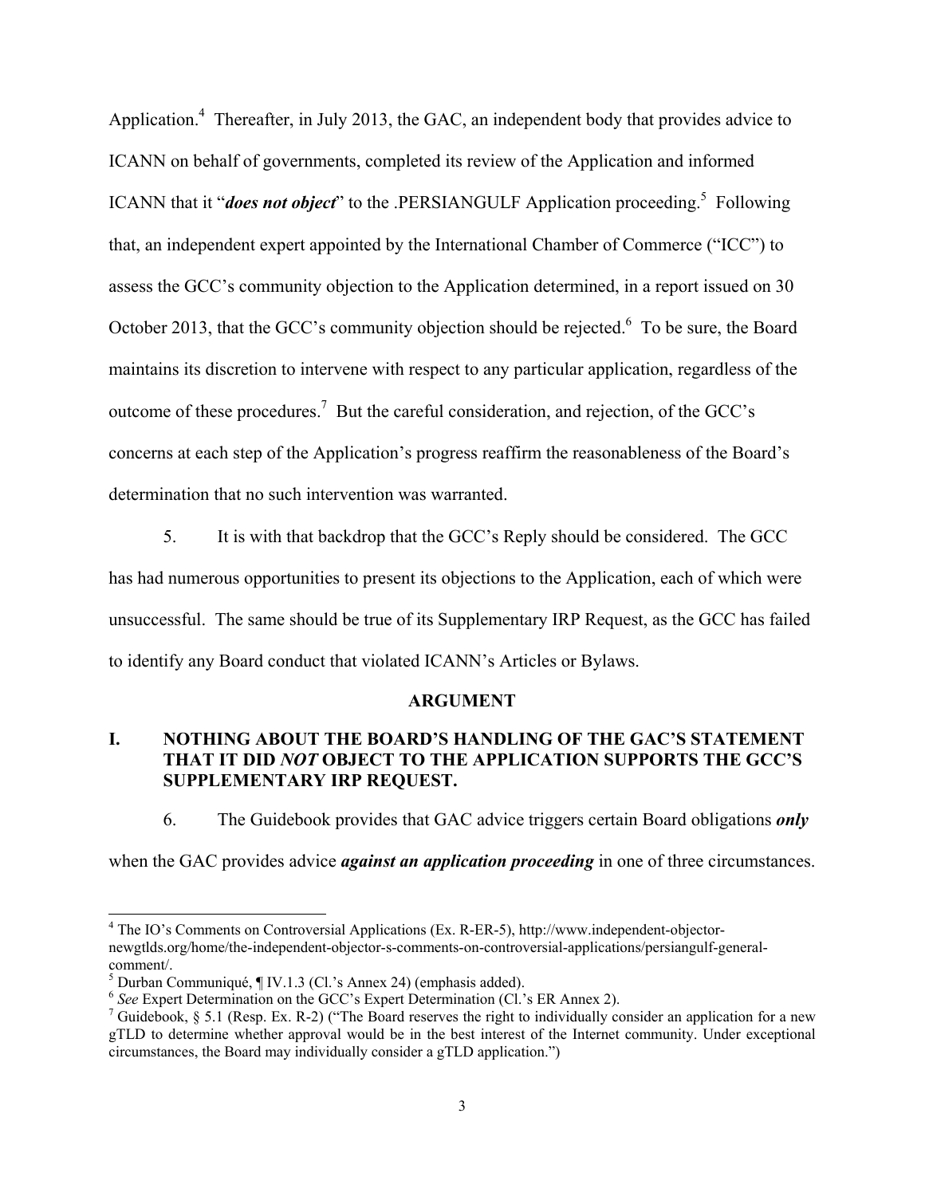Application.[4] Thereafter, in July 2013, the GAC, an independent body that provides advice to ICANN on behalf of governments, completed its review of the Application and informed ICANN that it "***does not object***" to the .PERSIANGULF Application proceeding.[5] Following that, an independent expert appointed by the International Chamber of Commerce ("ICC") to assess the GCC's community objection to the Application determined, in a report issued on 30 October 2013, that the GCC's community objection should be rejected.[6] To be sure, the Board maintains its discretion to intervene with respect to any particular application, regardless of the outcome of these procedures.[7] But the careful consideration, and rejection, of the GCC's concerns at each step of the Application's progress reaffirm the reasonableness of the Board's determination that no such intervention was warranted.

5. It is with that backdrop that the GCC's Reply should be considered. The GCC has had numerous opportunities to present its objections to the Application, each of which were unsuccessful. The same should be true of its Supplementary IRP Request, as the GCC has failed to identify any Board conduct that violated ICANN's Articles or Bylaws.

## ARGUMENT

### I. NOTHING ABOUT THE BOARD'S HANDLING OF THE GAC'S STATEMENT THAT IT DID *NOT* OBJECT TO THE APPLICATION SUPPORTS THE GCC'S SUPPLEMENTARY IRP REQUEST.

6. The Guidebook provides that GAC advice triggers certain Board obligations ***only*** when the GAC provides advice ***against an application proceeding*** in one of three circumstances.

---

[4] The IO's Comments on Controversial Applications (Ex. R-ER-5), http://www.independent-objector-newgtlds.org/home/the-independent-objector-s-comments-on-controversial-applications/persiangulf-general-comment/.

[5] Durban Communiqué, ¶ IV.1.3 (Cl.'s Annex 24) (emphasis added).

[6] *See* Expert Determination on the GCC's Expert Determination (Cl.'s ER Annex 2).

[7] Guidebook, § 5.1 (Resp. Ex. R-2) ("The Board reserves the right to individually consider an application for a new gTLD to determine whether approval would be in the best interest of the Internet community. Under exceptional circumstances, the Board may individually consider a gTLD application.")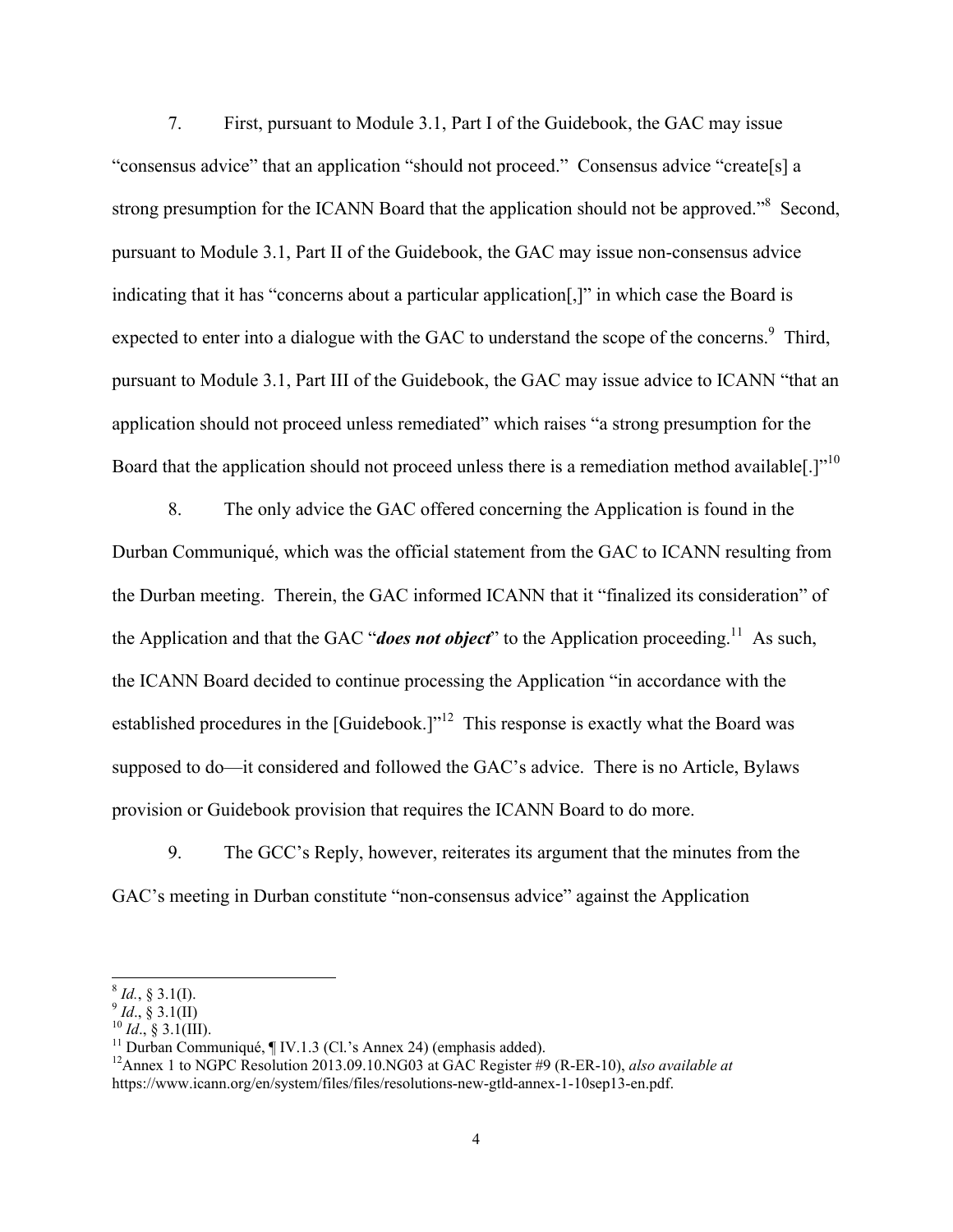7. First, pursuant to Module 3.1, Part I of the Guidebook, the GAC may issue "consensus advice" that an application "should not proceed." Consensus advice "create[s] a strong presumption for the ICANN Board that the application should not be approved."[8] Second, pursuant to Module 3.1, Part II of the Guidebook, the GAC may issue non-consensus advice indicating that it has "concerns about a particular application[,]" in which case the Board is expected to enter into a dialogue with the GAC to understand the scope of the concerns.[9] Third, pursuant to Module 3.1, Part III of the Guidebook, the GAC may issue advice to ICANN "that an application should not proceed unless remediated" which raises "a strong presumption for the Board that the application should not proceed unless there is a remediation method available[.]"[10]

8. The only advice the GAC offered concerning the Application is found in the Durban Communiqué, which was the official statement from the GAC to ICANN resulting from the Durban meeting. Therein, the GAC informed ICANN that it "finalized its consideration" of the Application and that the GAC "***does not object***" to the Application proceeding.[11] As such, the ICANN Board decided to continue processing the Application "in accordance with the established procedures in the [Guidebook.]"[12] This response is exactly what the Board was supposed to do—it considered and followed the GAC's advice. There is no Article, Bylaws provision or Guidebook provision that requires the ICANN Board to do more.

9. The GCC's Reply, however, reiterates its argument that the minutes from the GAC's meeting in Durban constitute "non-consensus advice" against the Application

---

[8] *Id.*, § 3.1(I).

[9] *Id.*, § 3.1(II)

[10] *Id.*, § 3.1(III).

[11] Durban Communiqué, ¶ IV.1.3 (Cl.'s Annex 24) (emphasis added).

[12] Annex 1 to NGPC Resolution 2013.09.10.NG03 at GAC Register #9 (R-ER-10), *also available at* https://www.icann.org/en/system/files/files/resolutions-new-gtld-annex-1-10sep13-en.pdf.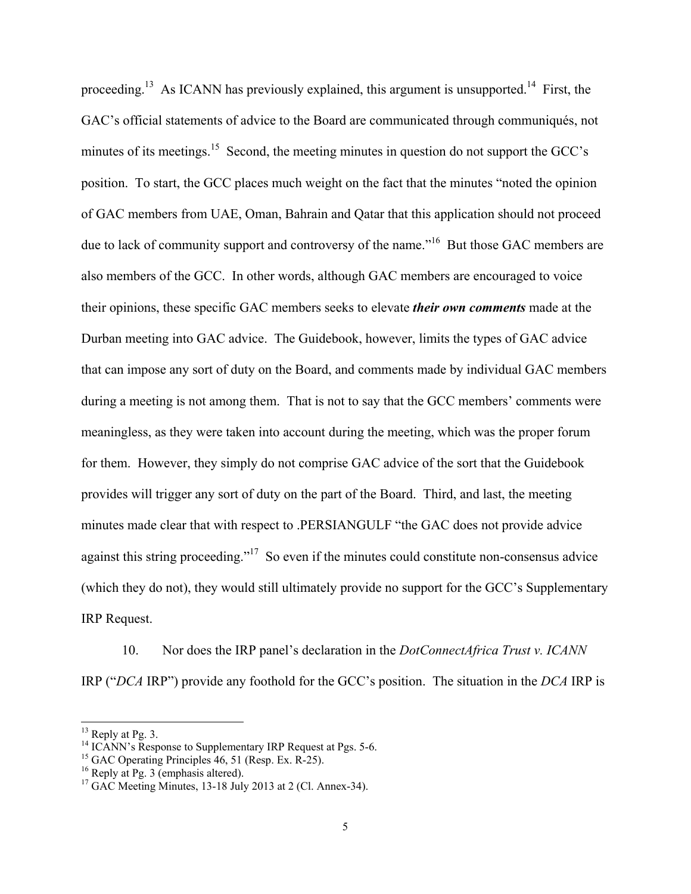proceeding.[13] As ICANN has previously explained, this argument is unsupported.[14] First, the GAC's official statements of advice to the Board are communicated through communiqués, not minutes of its meetings.[15] Second, the meeting minutes in question do not support the GCC's position. To start, the GCC places much weight on the fact that the minutes "noted the opinion of GAC members from UAE, Oman, Bahrain and Qatar that this application should not proceed due to lack of community support and controversy of the name."[16] But those GAC members are also members of the GCC. In other words, although GAC members are encouraged to voice their opinions, these specific GAC members seeks to elevate ***their own comments*** made at the Durban meeting into GAC advice. The Guidebook, however, limits the types of GAC advice that can impose any sort of duty on the Board, and comments made by individual GAC members during a meeting is not among them. That is not to say that the GCC members' comments were meaningless, as they were taken into account during the meeting, which was the proper forum for them. However, they simply do not comprise GAC advice of the sort that the Guidebook provides will trigger any sort of duty on the part of the Board. Third, and last, the meeting minutes made clear that with respect to .PERSIANGULF "the GAC does not provide advice against this string proceeding."[17] So even if the minutes could constitute non-consensus advice (which they do not), they would still ultimately provide no support for the GCC's Supplementary IRP Request.

10. Nor does the IRP panel's declaration in the *DotConnectAfrica Trust v. ICANN* IRP ("*DCA* IRP") provide any foothold for the GCC's position. The situation in the *DCA* IRP is

---

[13] Reply at Pg. 3.

[14] ICANN's Response to Supplementary IRP Request at Pgs. 5-6.

[15] GAC Operating Principles 46, 51 (Resp. Ex. R-25).

[16] Reply at Pg. 3 (emphasis altered).

[17] GAC Meeting Minutes, 13-18 July 2013 at 2 (Cl. Annex-34).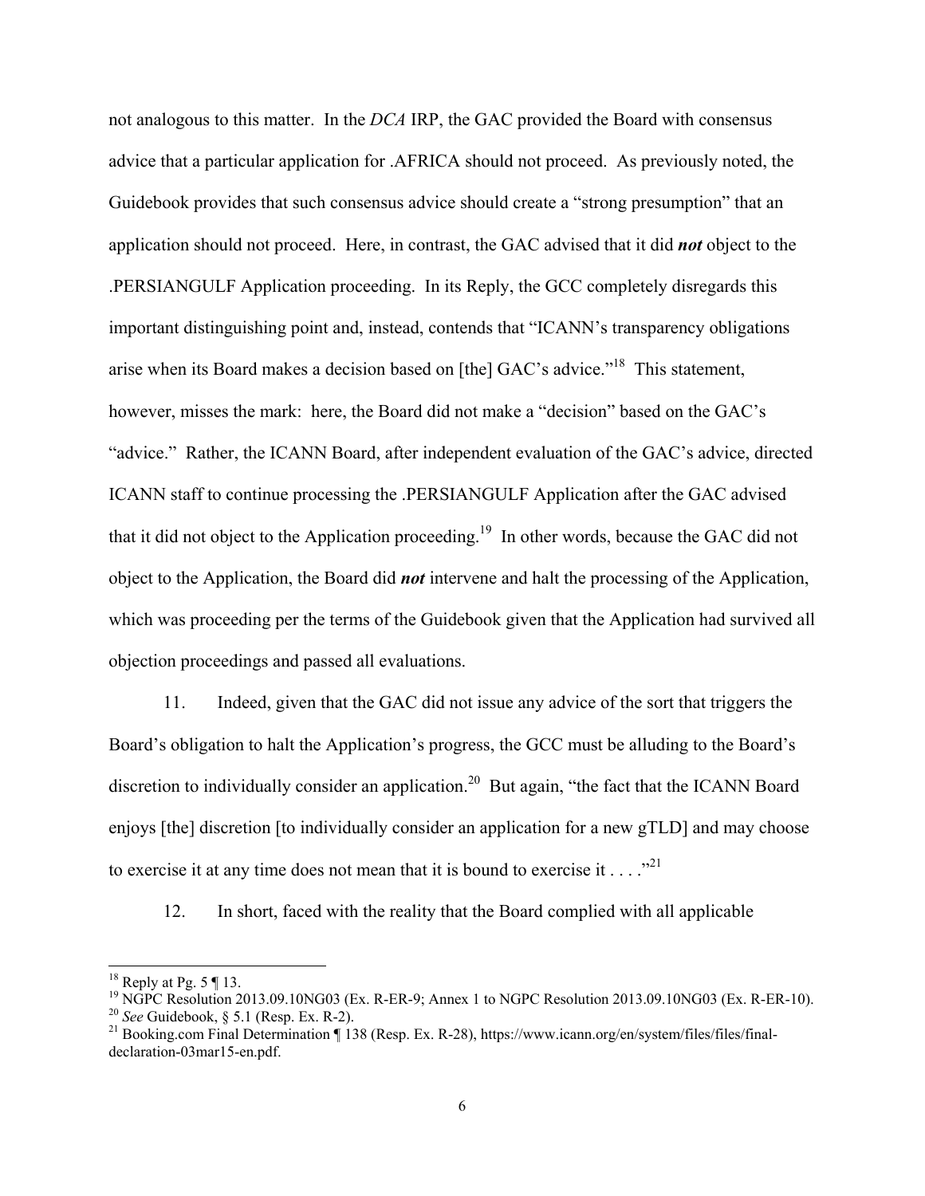not analogous to this matter. In the *DCA* IRP, the GAC provided the Board with consensus advice that a particular application for .AFRICA should not proceed. As previously noted, the Guidebook provides that such consensus advice should create a "strong presumption" that an application should not proceed. Here, in contrast, the GAC advised that it did ***not*** object to the .PERSIANGULF Application proceeding. In its Reply, the GCC completely disregards this important distinguishing point and, instead, contends that "ICANN's transparency obligations arise when its Board makes a decision based on [the] GAC's advice."[18] This statement, however, misses the mark: here, the Board did not make a "decision" based on the GAC's "advice." Rather, the ICANN Board, after independent evaluation of the GAC's advice, directed ICANN staff to continue processing the .PERSIANGULF Application after the GAC advised that it did not object to the Application proceeding.[19] In other words, because the GAC did not object to the Application, the Board did ***not*** intervene and halt the processing of the Application, which was proceeding per the terms of the Guidebook given that the Application had survived all objection proceedings and passed all evaluations.

11. Indeed, given that the GAC did not issue any advice of the sort that triggers the Board's obligation to halt the Application's progress, the GCC must be alluding to the Board's discretion to individually consider an application.[20] But again, "the fact that the ICANN Board enjoys [the] discretion [to individually consider an application for a new gTLD] and may choose to exercise it at any time does not mean that it is bound to exercise it . . . ."[21]

12. In short, faced with the reality that the Board complied with all applicable

---

[18] Reply at Pg. 5 ¶ 13.

[19] NGPC Resolution 2013.09.10NG03 (Ex. R-ER-9; Annex 1 to NGPC Resolution 2013.09.10NG03 (Ex. R-ER-10).

[20] *See* Guidebook, § 5.1 (Resp. Ex. R-2).

[21] Booking.com Final Determination ¶ 138 (Resp. Ex. R-28), https://www.icann.org/en/system/files/files/final-declaration-03mar15-en.pdf.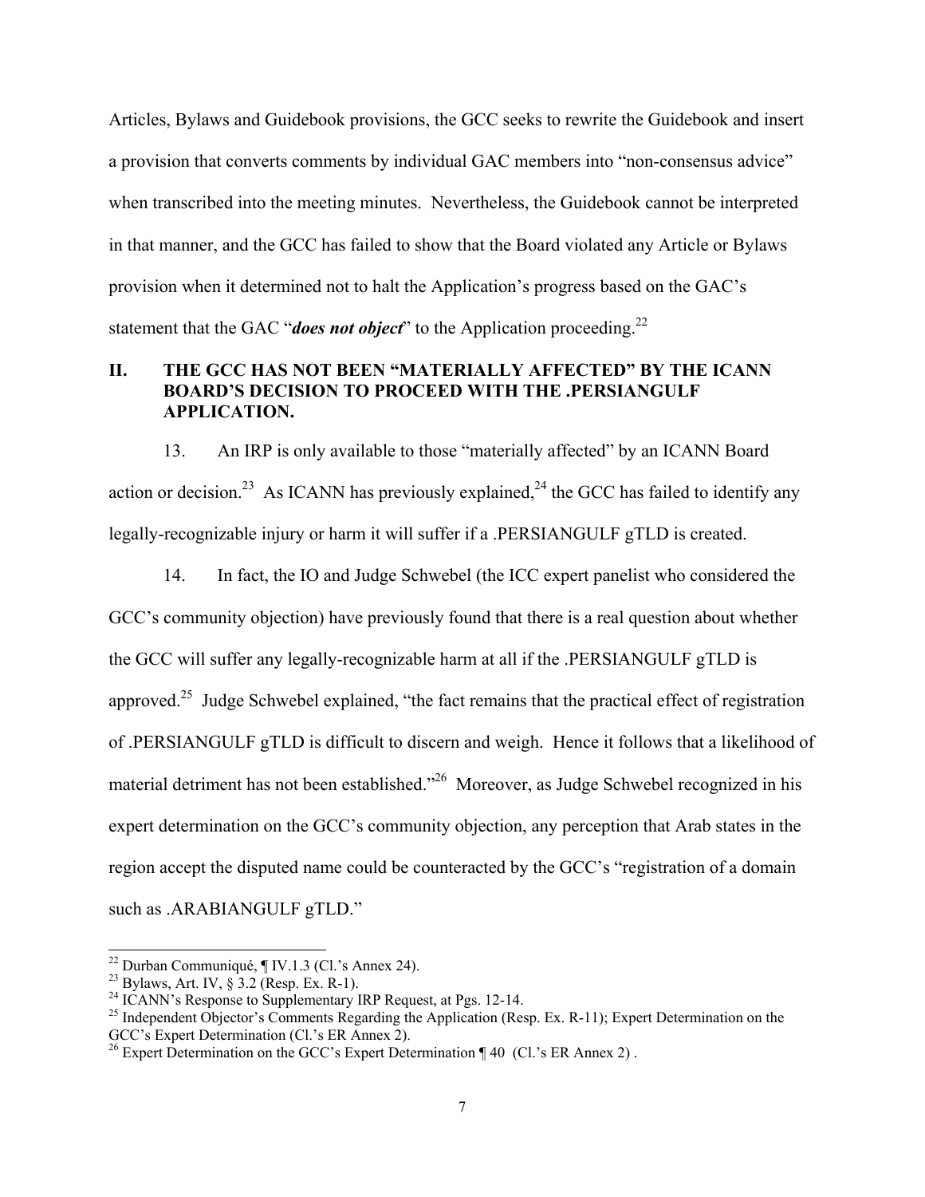Articles, Bylaws and Guidebook provisions, the GCC seeks to rewrite the Guidebook and insert a provision that converts comments by individual GAC members into "non-consensus advice" when transcribed into the meeting minutes. Nevertheless, the Guidebook cannot be interpreted in that manner, and the GCC has failed to show that the Board violated any Article or Bylaws provision when it determined not to halt the Application's progress based on the GAC's statement that the GAC "***does not object***" to the Application proceeding.[22]

## II. THE GCC HAS NOT BEEN "MATERIALLY AFFECTED" BY THE ICANN BOARD'S DECISION TO PROCEED WITH THE .PERSIANGULF APPLICATION.

13. An IRP is only available to those "materially affected" by an ICANN Board action or decision.[23] As ICANN has previously explained,[24] the GCC has failed to identify any legally-recognizable injury or harm it will suffer if a .PERSIANGULF gTLD is created.

14. In fact, the IO and Judge Schwebel (the ICC expert panelist who considered the GCC's community objection) have previously found that there is a real question about whether the GCC will suffer any legally-recognizable harm at all if the .PERSIANGULF gTLD is approved.[25] Judge Schwebel explained, "the fact remains that the practical effect of registration of .PERSIANGULF gTLD is difficult to discern and weigh. Hence it follows that a likelihood of material detriment has not been established."[26] Moreover, as Judge Schwebel recognized in his expert determination on the GCC's community objection, any perception that Arab states in the region accept the disputed name could be counteracted by the GCC's "registration of a domain such as .ARABIANGULF gTLD."

---

[22] Durban Communiqué, ¶ IV.1.3 (Cl.'s Annex 24).

[23] Bylaws, Art. IV, § 3.2 (Resp. Ex. R-1).

[24] ICANN's Response to Supplementary IRP Request, at Pgs. 12-14.

[25] Independent Objector's Comments Regarding the Application (Resp. Ex. R-11); Expert Determination on the GCC's Expert Determination (Cl.'s ER Annex 2).

[26] Expert Determination on the GCC's Expert Determination ¶ 40 (Cl.'s ER Annex 2) .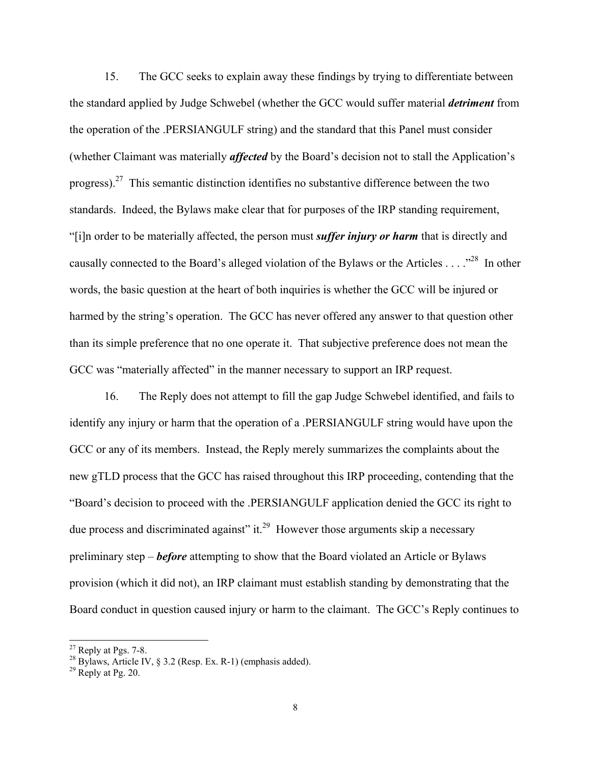15. The GCC seeks to explain away these findings by trying to differentiate between the standard applied by Judge Schwebel (whether the GCC would suffer material ***detriment*** from the operation of the .PERSIANGULF string) and the standard that this Panel must consider (whether Claimant was materially ***affected*** by the Board's decision not to stall the Application's progress).[27] This semantic distinction identifies no substantive difference between the two standards. Indeed, the Bylaws make clear that for purposes of the IRP standing requirement, "[i]n order to be materially affected, the person must ***suffer injury or harm*** that is directly and causally connected to the Board's alleged violation of the Bylaws or the Articles . . . ."[28] In other words, the basic question at the heart of both inquiries is whether the GCC will be injured or harmed by the string's operation. The GCC has never offered any answer to that question other than its simple preference that no one operate it. That subjective preference does not mean the GCC was "materially affected" in the manner necessary to support an IRP request.

16. The Reply does not attempt to fill the gap Judge Schwebel identified, and fails to identify any injury or harm that the operation of a .PERSIANGULF string would have upon the GCC or any of its members. Instead, the Reply merely summarizes the complaints about the new gTLD process that the GCC has raised throughout this IRP proceeding, contending that the "Board's decision to proceed with the .PERSIANGULF application denied the GCC its right to due process and discriminated against" it.[29] However those arguments skip a necessary preliminary step – ***before*** attempting to show that the Board violated an Article or Bylaws provision (which it did not), an IRP claimant must establish standing by demonstrating that the Board conduct in question caused injury or harm to the claimant. The GCC's Reply continues to

---

[27] Reply at Pgs. 7-8.

[28] Bylaws, Article IV, § 3.2 (Resp. Ex. R-1) (emphasis added).

[29] Reply at Pg. 20.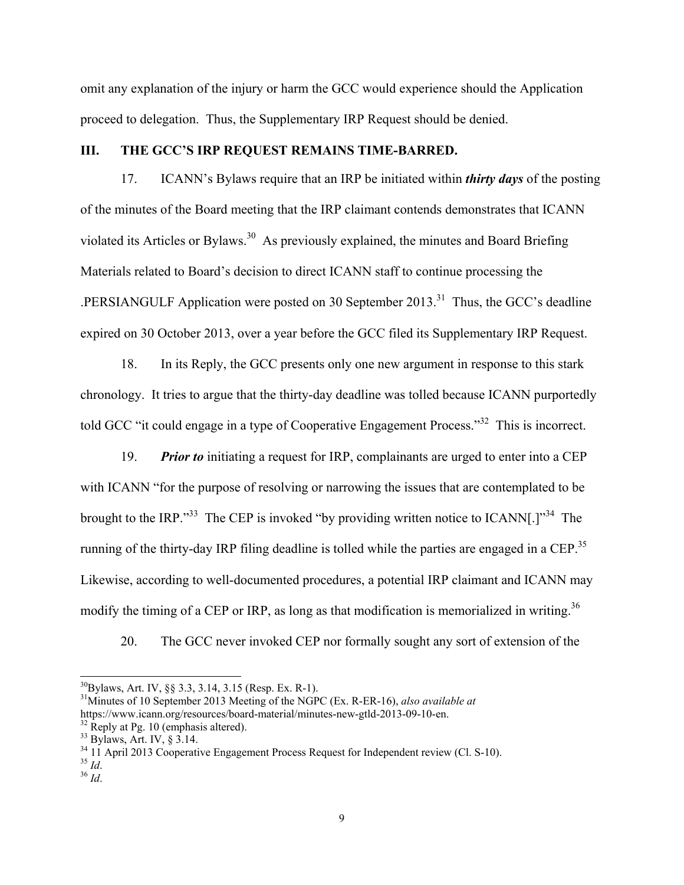omit any explanation of the injury or harm the GCC would experience should the Application proceed to delegation. Thus, the Supplementary IRP Request should be denied.

## III. THE GCC'S IRP REQUEST REMAINS TIME-BARRED.

17. ICANN's Bylaws require that an IRP be initiated within ***thirty days*** of the posting of the minutes of the Board meeting that the IRP claimant contends demonstrates that ICANN violated its Articles or Bylaws.[30] As previously explained, the minutes and Board Briefing Materials related to Board's decision to direct ICANN staff to continue processing the .PERSIANGULF Application were posted on 30 September 2013.[31] Thus, the GCC's deadline expired on 30 October 2013, over a year before the GCC filed its Supplementary IRP Request.

18. In its Reply, the GCC presents only one new argument in response to this stark chronology. It tries to argue that the thirty-day deadline was tolled because ICANN purportedly told GCC "it could engage in a type of Cooperative Engagement Process."[32] This is incorrect.

19. ***Prior to*** initiating a request for IRP, complainants are urged to enter into a CEP with ICANN "for the purpose of resolving or narrowing the issues that are contemplated to be brought to the IRP."[33] The CEP is invoked "by providing written notice to ICANN[.]"[34] The running of the thirty-day IRP filing deadline is tolled while the parties are engaged in a CEP.[35] Likewise, according to well-documented procedures, a potential IRP claimant and ICANN may modify the timing of a CEP or IRP, as long as that modification is memorialized in writing.[36]

20. The GCC never invoked CEP nor formally sought any sort of extension of the

---

[30] Bylaws, Art. IV, §§ 3.3, 3.14, 3.15 (Resp. Ex. R-1).

[31] Minutes of 10 September 2013 Meeting of the NGPC (Ex. R-ER-16), *also available at* https://www.icann.org/resources/board-material/minutes-new-gtld-2013-09-10-en.

[32] Reply at Pg. 10 (emphasis altered).

[33] Bylaws, Art. IV, § 3.14.

[34] 11 April 2013 Cooperative Engagement Process Request for Independent review (Cl. S-10).

[35] *Id*.

[36] *Id*.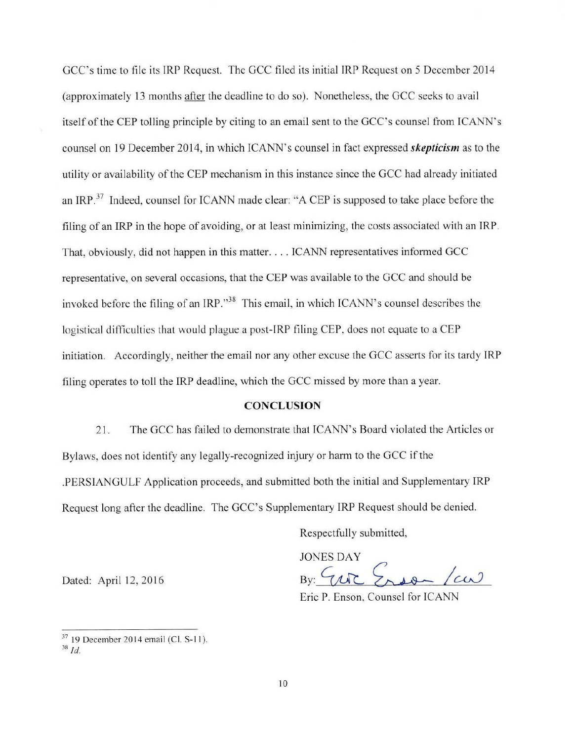GCC's time to file its IRP Request. The GCC filed its initial IRP Request on 5 December 2014 (approximately 13 months after the deadline to do so). Nonetheless, the GCC seeks to avail itself of the CEP tolling principle by citing to an email sent to the GCC's counsel from ICANN's counsel on 19 December 2014, in which ICANN's counsel in fact expressed ***skepticism*** as to the utility or availability of the CEP mechanism in this instance since the GCC had already initiated an IRP.[37] Indeed, counsel for ICANN made clear: "A CEP is supposed to take place before the filing of an IRP in the hope of avoiding, or at least minimizing, the costs associated with an IRP. That, obviously, did not happen in this matter. . . . ICANN representatives informed GCC representative, on several occasions, that the CEP was available to the GCC and should be invoked before the filing of an IRP."[38] This email, in which ICANN's counsel describes the logistical difficulties that would plague a post-IRP filing CEP, does not equate to a CEP initiation. Accordingly, neither the email nor any other excuse the GCC asserts for its tardy IRP filing operates to toll the IRP deadline, which the GCC missed by more than a year.

## CONCLUSION

21. The GCC has failed to demonstrate that ICANN's Board violated the Articles or Bylaws, does not identify any legally-recognized injury or harm to the GCC if the .PERSIANGULF Application proceeds, and submitted both the initial and Supplementary IRP Request long after the deadline. The GCC's Supplementary IRP Request should be denied.

Respectfully submitted,

JONES DAY

Dated: April 12, 2016

By: Eric Enson /cw

Eric P. Enson, Counsel for ICANN

---

[37] 19 December 2014 email (Cl. S-11).

[38] *Id.*